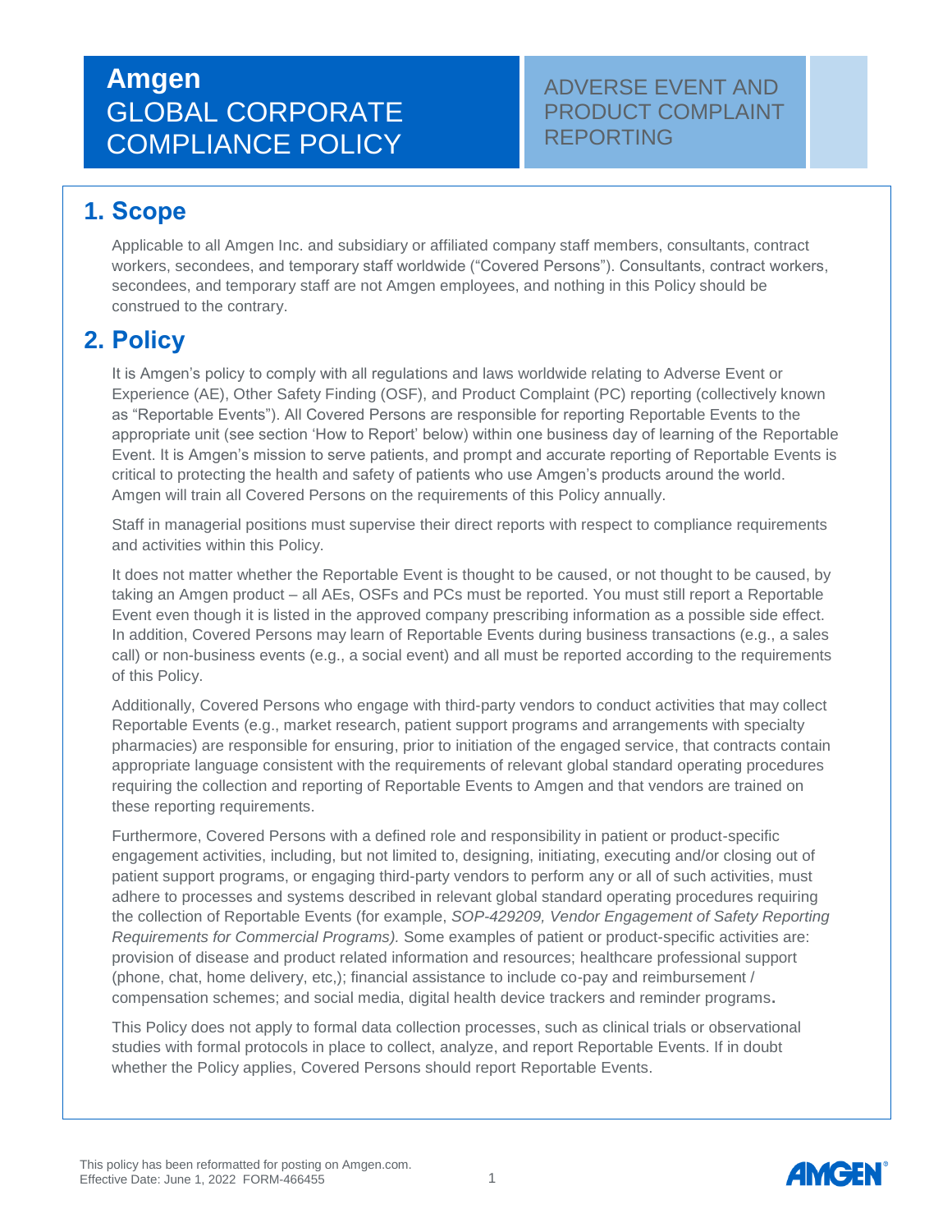# Amgen GLOBAL CORPORATE COMPLIANCE POLICY

# ADVERSE EVENT AND PRODUCT COMPLAINT REPORTING

## 1. Scope

Applicable to all Amgen Inc. and subsidiary or affiliated company staff members, consultants, contract workers, secondees, and temporary staff worldwide ("Covered Persons"). Consultants, contract workers, secondees, and temporary staff are not Amgen employees, and nothing in this Policy should be construed to the contrary.

## 2. Policy

It is Amgen's policy to comply with all regulations and laws worldwide relating to Adverse Event or Experience (AE), Other Safety Finding (OSF), and Product Complaint (PC) reporting (collectively known as "Reportable Events"). All Covered Persons are responsible for reporting Reportable Events to the appropriate unit (see section 'How to Report' below) within one business day of learning of the Reportable Event. It is Amgen's mission to serve patients, and prompt and accurate reporting of Reportable Events is critical to protecting the health and safety of patients who use Amgen's products around the world. Amgen will train all Covered Persons on the requirements of this Policy annually.

Staff in managerial positions must supervise their direct reports with respect to compliance requirements and activities within this Policy.

It does not matter whether the Reportable Event is thought to be caused, or not thought to be caused, by taking an Amgen product – all AEs, OSFs and PCs must be reported. You must still report a Reportable Event even though it is listed in the approved company prescribing information as a possible side effect. In addition, Covered Persons may learn of Reportable Events during business transactions (e.g., a sales call) or non-business events (e.g., a social event) and all must be reported according to the requirements of this Policy.

Additionally, Covered Persons who engage with third-party vendors to conduct activities that may collect Reportable Events (e.g., market research, patient support programs and arrangements with specialty pharmacies) are responsible for ensuring, prior to initiation of the engaged service, that contracts contain appropriate language consistent with the requirements of relevant global standard operating procedures requiring the collection and reporting of Reportable Events to Amgen and that vendors are trained on these reporting requirements.

Furthermore, Covered Persons with a defined role and responsibility in patient or product-specific engagement activities, including, but not limited to, designing, initiating, executing and/or closing out of patient support programs, or engaging third-party vendors to perform any or all of such activities, must adhere to processes and systems described in relevant global standard operating procedures requiring the collection of Reportable Events (for example, *SOP-429209, Vendor Engagement of Safety Reporting Requirements for Commercial Programs).* Some examples of patient or product-specific activities are: provision of disease and product related information and resources; healthcare professional support (phone, chat, home delivery, etc,); financial assistance to include co-pay and reimbursement / compensation schemes; and social media, digital health device trackers and reminder programs.

This Policy does not apply to formal data collection processes, such as clinical trials or observational studies with formal protocols in place to collect, analyze, and report Reportable Events. If in doubt whether the Policy applies, Covered Persons should report Reportable Events.

This policy has been reformatted for posting on Amgen.com.
Effective Date: June 1, 2022 FORM-466455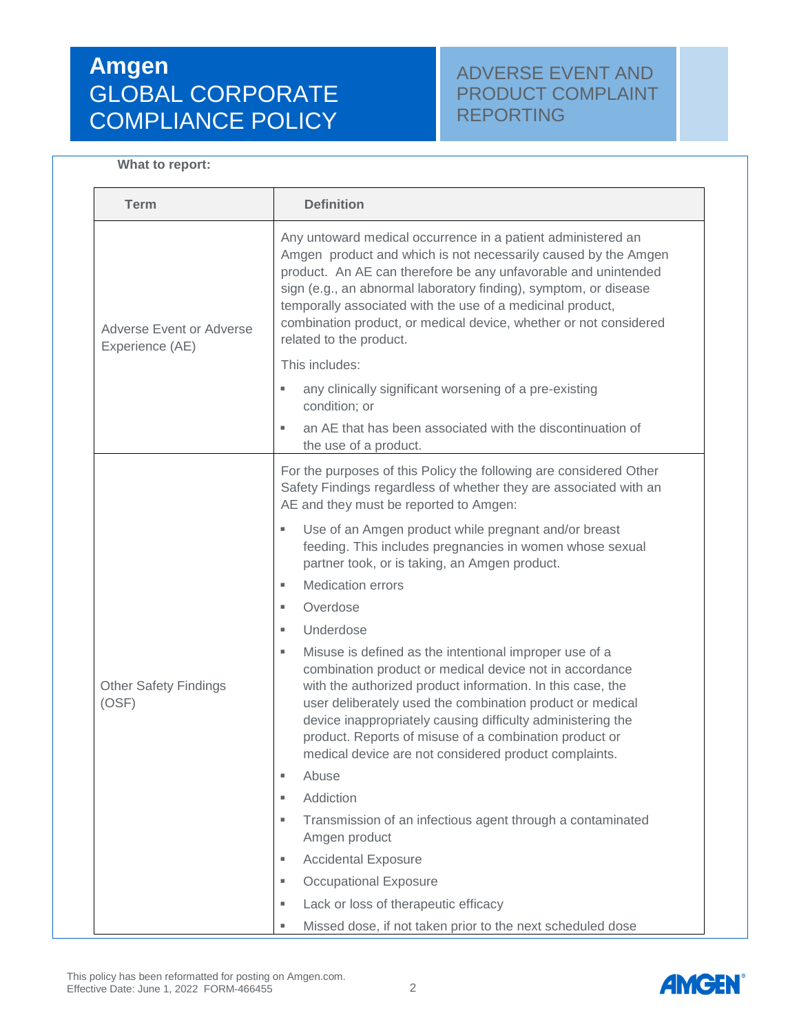**What to report:**

| Term | Definition |
|---|---|
| Adverse Event or Adverse Experience (AE) | Any untoward medical occurrence in a patient administered an Amgen product and which is not necessarily caused by the Amgen product. An AE can therefore be any unfavorable and unintended sign (e.g., an abnormal laboratory finding), symptom, or disease temporally associated with the use of a medicinal product, combination product, or medical device, whether or not considered related to the product.<br><br>This includes:<br>▪ any clinically significant worsening of a pre-existing condition; or<br>▪ an AE that has been associated with the discontinuation of the use of a product. |
| Other Safety Findings (OSF) | For the purposes of this Policy the following are considered Other Safety Findings regardless of whether they are associated with an AE and they must be reported to Amgen:<br>▪ Use of an Amgen product while pregnant and/or breast feeding. This includes pregnancies in women whose sexual partner took, or is taking, an Amgen product.<br>▪ Medication errors<br>▪ Overdose<br>▪ Underdose<br>▪ Misuse is defined as the intentional improper use of a combination product or medical device not in accordance with the authorized product information. In this case, the user deliberately used the combination product or medical device inappropriately causing difficulty administering the product. Reports of misuse of a combination product or medical device are not considered product complaints.<br>▪ Abuse<br>▪ Addiction<br>▪ Transmission of an infectious agent through a contaminated Amgen product<br>▪ Accidental Exposure<br>▪ Occupational Exposure<br>▪ Lack or loss of therapeutic efficacy<br>▪ Missed dose, if not taken prior to the next scheduled dose |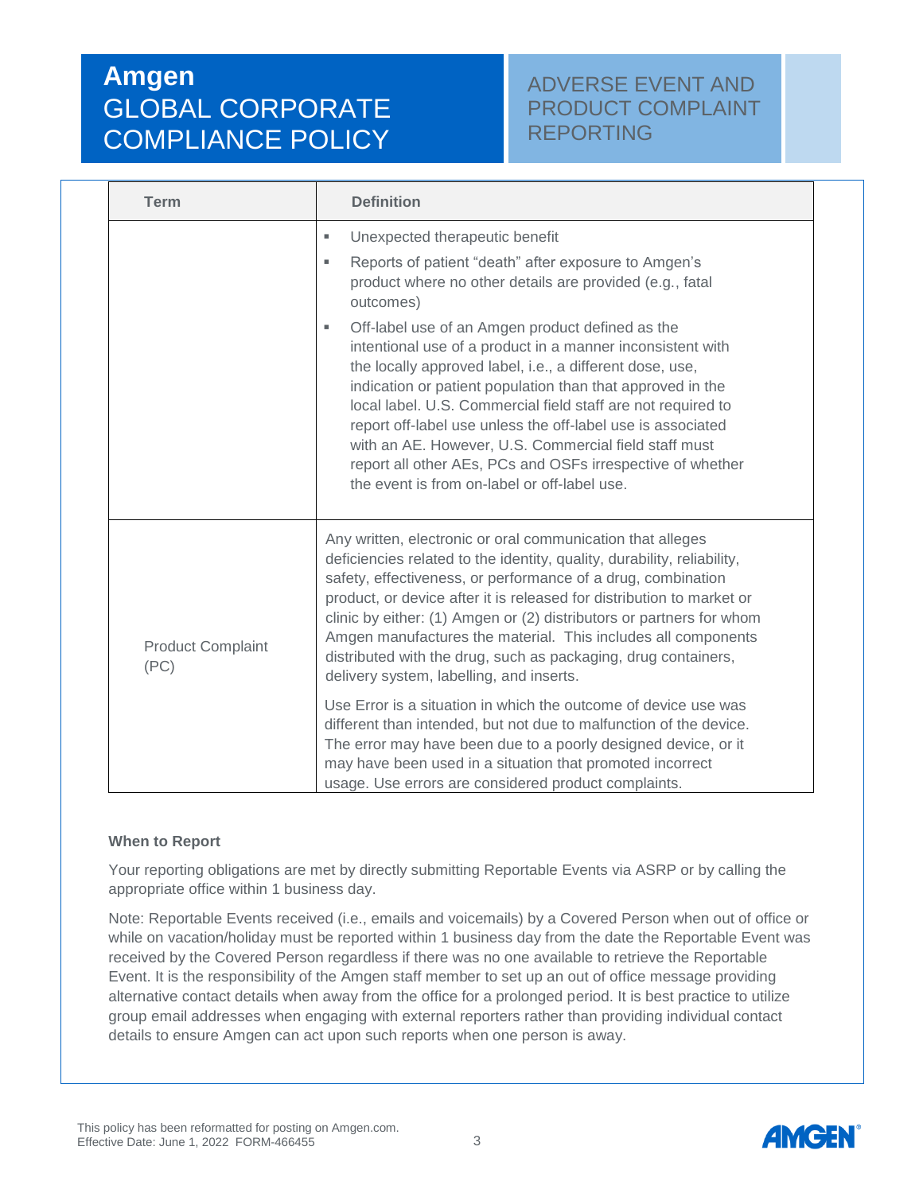| Term | Definition |
|---|---|
| | ▪ Unexpected therapeutic benefit<br>▪ Reports of patient “death” after exposure to Amgen’s product where no other details are provided (e.g., fatal outcomes)<br>▪ Off-label use of an Amgen product defined as the intentional use of a product in a manner inconsistent with the locally approved label, i.e., a different dose, use, indication or patient population than that approved in the local label. U.S. Commercial field staff are not required to report off-label use unless the off-label use is associated with an AE. However, U.S. Commercial field staff must report all other AEs, PCs and OSFs irrespective of whether the event is from on-label or off-label use. |
| Product Complaint (PC) | Any written, electronic or oral communication that alleges deficiencies related to the identity, quality, durability, reliability, safety, effectiveness, or performance of a drug, combination product, or device after it is released for distribution to market or clinic by either: (1) Amgen or (2) distributors or partners for whom Amgen manufactures the material. This includes all components distributed with the drug, such as packaging, drug containers, delivery system, labelling, and inserts.<br><br>Use Error is a situation in which the outcome of device use was different than intended, but not due to malfunction of the device. The error may have been due to a poorly designed device, or it may have been used in a situation that promoted incorrect usage. Use errors are considered product complaints. |

**When to Report**

Your reporting obligations are met by directly submitting Reportable Events via ASRP or by calling the appropriate office within 1 business day.

Note: Reportable Events received (i.e., emails and voicemails) by a Covered Person when out of office or while on vacation/holiday must be reported within 1 business day from the date the Reportable Event was received by the Covered Person regardless if there was no one available to retrieve the Reportable Event. It is the responsibility of the Amgen staff member to set up an out of office message providing alternative contact details when away from the office for a prolonged period. It is best practice to utilize group email addresses when engaging with external reporters rather than providing individual contact details to ensure Amgen can act upon such reports when one person is away.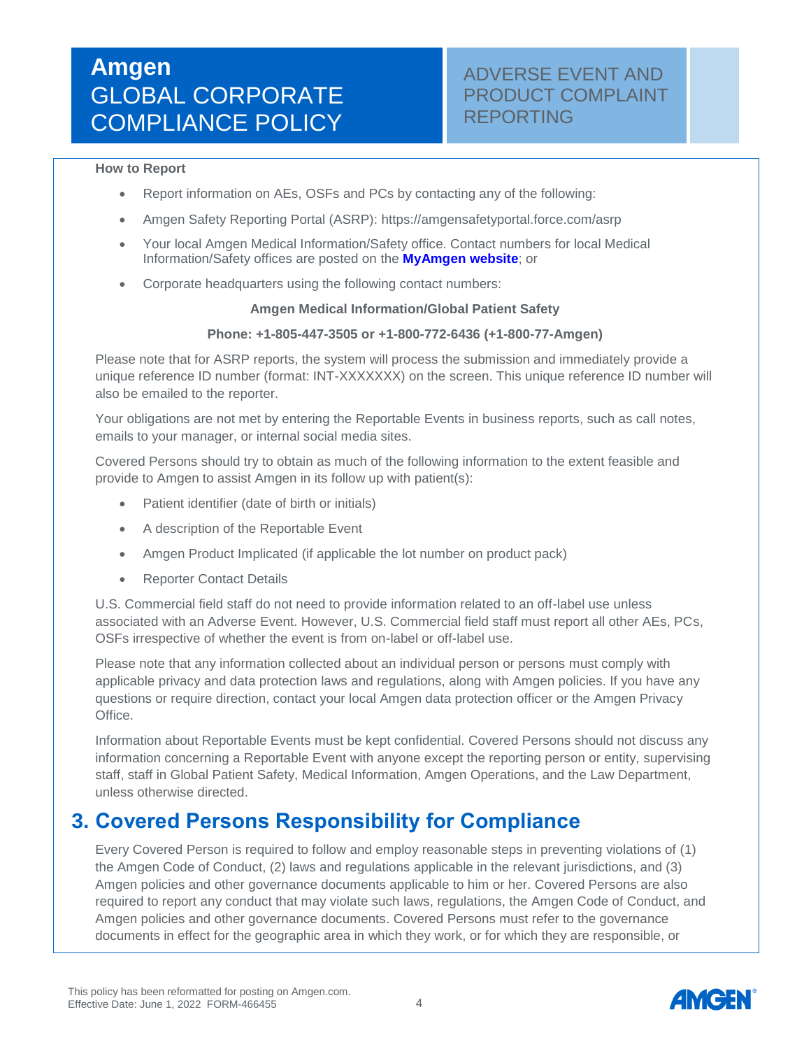**How to Report**

- Report information on AEs, OSFs and PCs by contacting any of the following:
- Amgen Safety Reporting Portal (ASRP): https://amgensafetyportal.force.com/asrp
- Your local Amgen Medical Information/Safety office. Contact numbers for local Medical Information/Safety offices are posted on the **MyAmgen website**; or
- Corporate headquarters using the following contact numbers:

**Amgen Medical Information/Global Patient Safety**

**Phone: +1-805-447-3505 or +1-800-772-6436 (+1-800-77-Amgen)**

Please note that for ASRP reports, the system will process the submission and immediately provide a unique reference ID number (format: INT-XXXXXXX) on the screen. This unique reference ID number will also be emailed to the reporter.

Your obligations are not met by entering the Reportable Events in business reports, such as call notes, emails to your manager, or internal social media sites.

Covered Persons should try to obtain as much of the following information to the extent feasible and provide to Amgen to assist Amgen in its follow up with patient(s):

- Patient identifier (date of birth or initials)
- A description of the Reportable Event
- Amgen Product Implicated (if applicable the lot number on product pack)
- Reporter Contact Details

U.S. Commercial field staff do not need to provide information related to an off-label use unless associated with an Adverse Event. However, U.S. Commercial field staff must report all other AEs, PCs, OSFs irrespective of whether the event is from on-label or off-label use.

Please note that any information collected about an individual person or persons must comply with applicable privacy and data protection laws and regulations, along with Amgen policies. If you have any questions or require direction, contact your local Amgen data protection officer or the Amgen Privacy Office.

Information about Reportable Events must be kept confidential. Covered Persons should not discuss any information concerning a Reportable Event with anyone except the reporting person or entity, supervising staff, staff in Global Patient Safety, Medical Information, Amgen Operations, and the Law Department, unless otherwise directed.

## 3. Covered Persons Responsibility for Compliance

Every Covered Person is required to follow and employ reasonable steps in preventing violations of (1) the Amgen Code of Conduct, (2) laws and regulations applicable in the relevant jurisdictions, and (3) Amgen policies and other governance documents applicable to him or her. Covered Persons are also required to report any conduct that may violate such laws, regulations, the Amgen Code of Conduct, and Amgen policies and other governance documents. Covered Persons must refer to the governance documents in effect for the geographic area in which they work, or for which they are responsible, or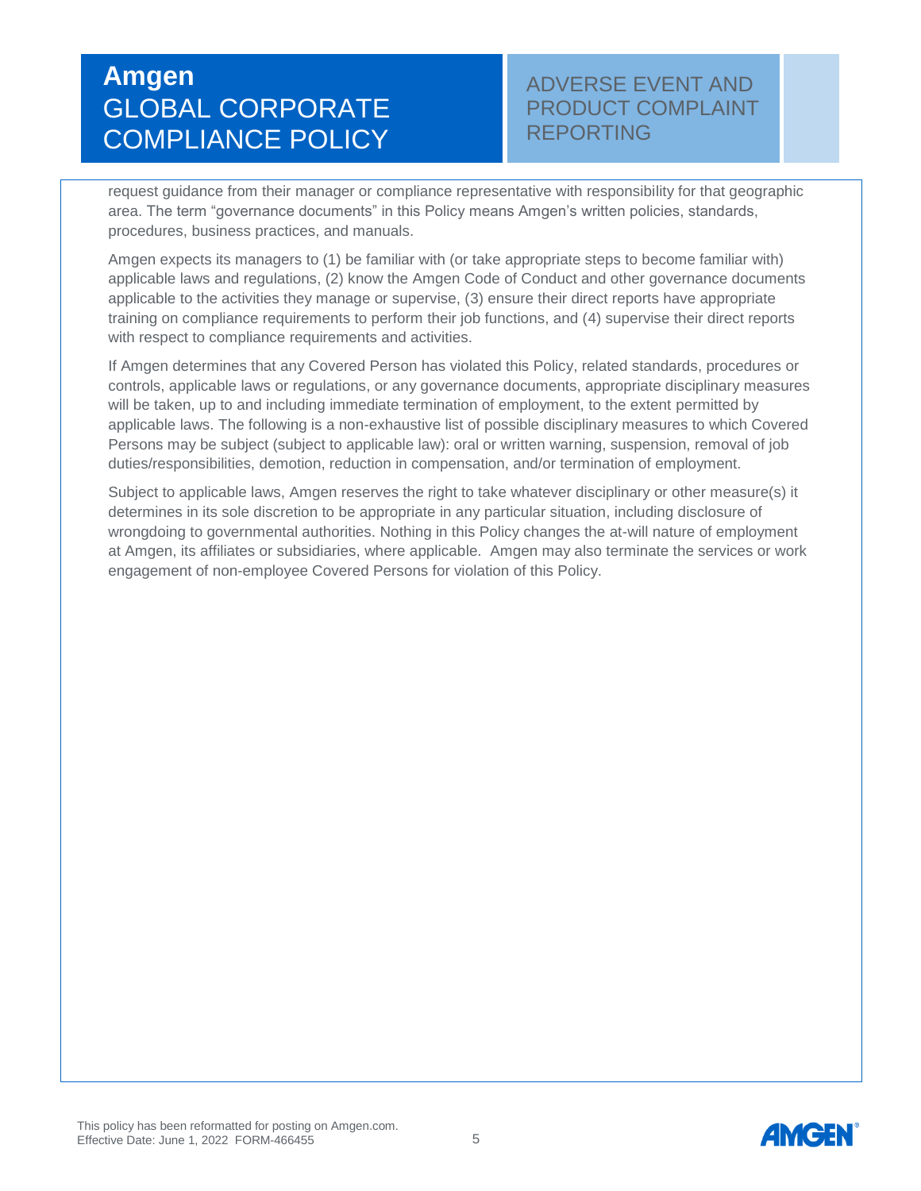request guidance from their manager or compliance representative with responsibility for that geographic area. The term "governance documents" in this Policy means Amgen's written policies, standards, procedures, business practices, and manuals.

Amgen expects its managers to (1) be familiar with (or take appropriate steps to become familiar with) applicable laws and regulations, (2) know the Amgen Code of Conduct and other governance documents applicable to the activities they manage or supervise, (3) ensure their direct reports have appropriate training on compliance requirements to perform their job functions, and (4) supervise their direct reports with respect to compliance requirements and activities.

If Amgen determines that any Covered Person has violated this Policy, related standards, procedures or controls, applicable laws or regulations, or any governance documents, appropriate disciplinary measures will be taken, up to and including immediate termination of employment, to the extent permitted by applicable laws. The following is a non-exhaustive list of possible disciplinary measures to which Covered Persons may be subject (subject to applicable law): oral or written warning, suspension, removal of job duties/responsibilities, demotion, reduction in compensation, and/or termination of employment.

Subject to applicable laws, Amgen reserves the right to take whatever disciplinary or other measure(s) it determines in its sole discretion to be appropriate in any particular situation, including disclosure of wrongdoing to governmental authorities. Nothing in this Policy changes the at-will nature of employment at Amgen, its affiliates or subsidiaries, where applicable. Amgen may also terminate the services or work engagement of non-employee Covered Persons for violation of this Policy.